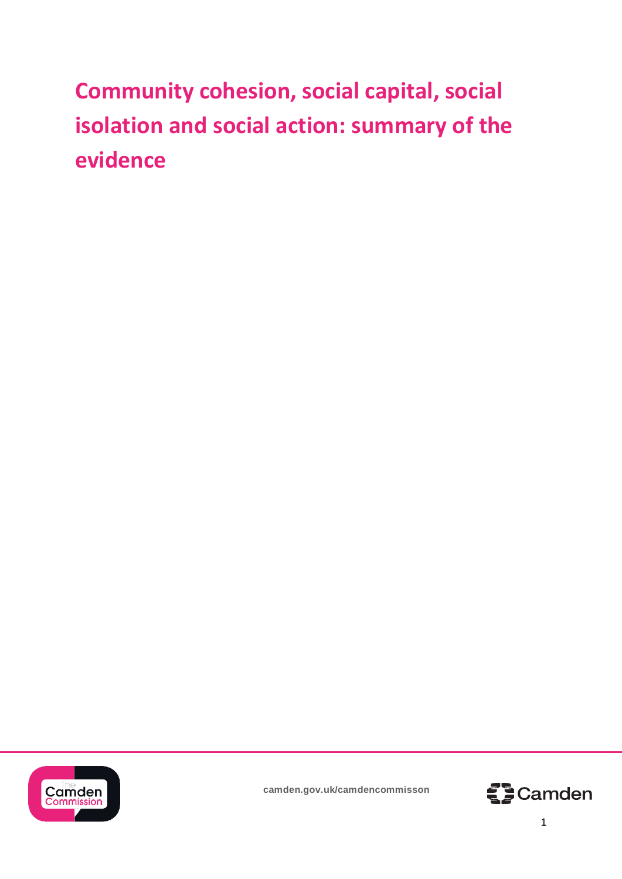# Community cohesion, social capital, social isolation and social action: summary of the evidence

camden.gov.uk/camdencommisson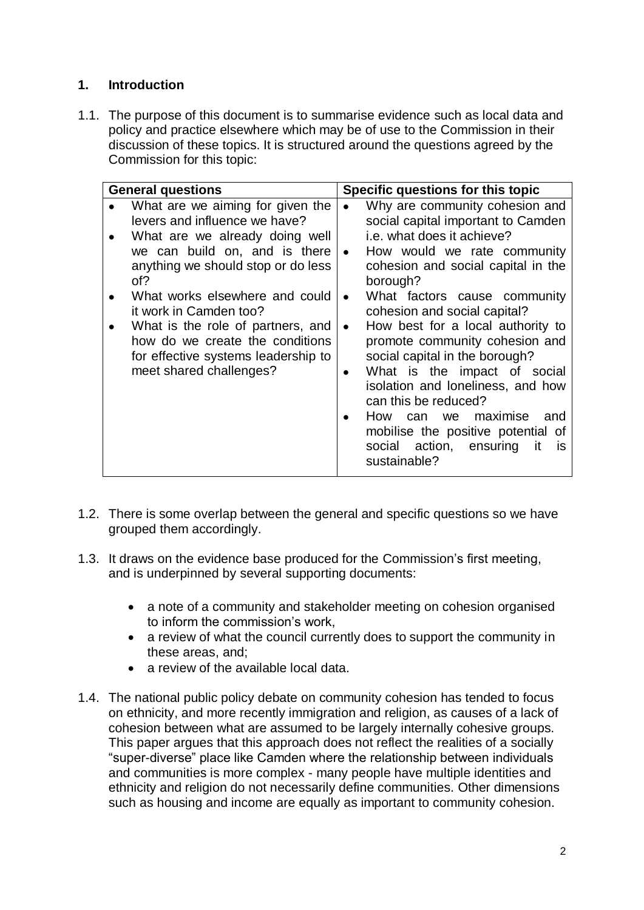## 1. Introduction

1.1. The purpose of this document is to summarise evidence such as local data and policy and practice elsewhere which may be of use to the Commission in their discussion of these topics. It is structured around the questions agreed by the Commission for this topic:

| General questions | Specific questions for this topic |
|---|---|
| • What are we aiming for given the levers and influence we have?<br>• What are we already doing well we can build on, and is there anything we should stop or do less of?<br>• What works elsewhere and could it work in Camden too?<br>• What is the role of partners, and how do we create the conditions for effective systems leadership to meet shared challenges? | • Why are community cohesion and social capital important to Camden i.e. what does it achieve?<br>• How would we rate community cohesion and social capital in the borough?<br>• What factors cause community cohesion and social capital?<br>• How best for a local authority to promote community cohesion and social capital in the borough?<br>• What is the impact of social isolation and loneliness, and how can this be reduced?<br>• How can we maximise and mobilise the positive potential of social action, ensuring it is sustainable? |

1.2. There is some overlap between the general and specific questions so we have grouped them accordingly.

1.3. It draws on the evidence base produced for the Commission's first meeting, and is underpinned by several supporting documents:

- a note of a community and stakeholder meeting on cohesion organised to inform the commission's work,
- a review of what the council currently does to support the community in these areas, and;
- a review of the available local data.

1.4. The national public policy debate on community cohesion has tended to focus on ethnicity, and more recently immigration and religion, as causes of a lack of cohesion between what are assumed to be largely internally cohesive groups. This paper argues that this approach does not reflect the realities of a socially "super-diverse" place like Camden where the relationship between individuals and communities is more complex - many people have multiple identities and ethnicity and religion do not necessarily define communities. Other dimensions such as housing and income are equally as important to community cohesion.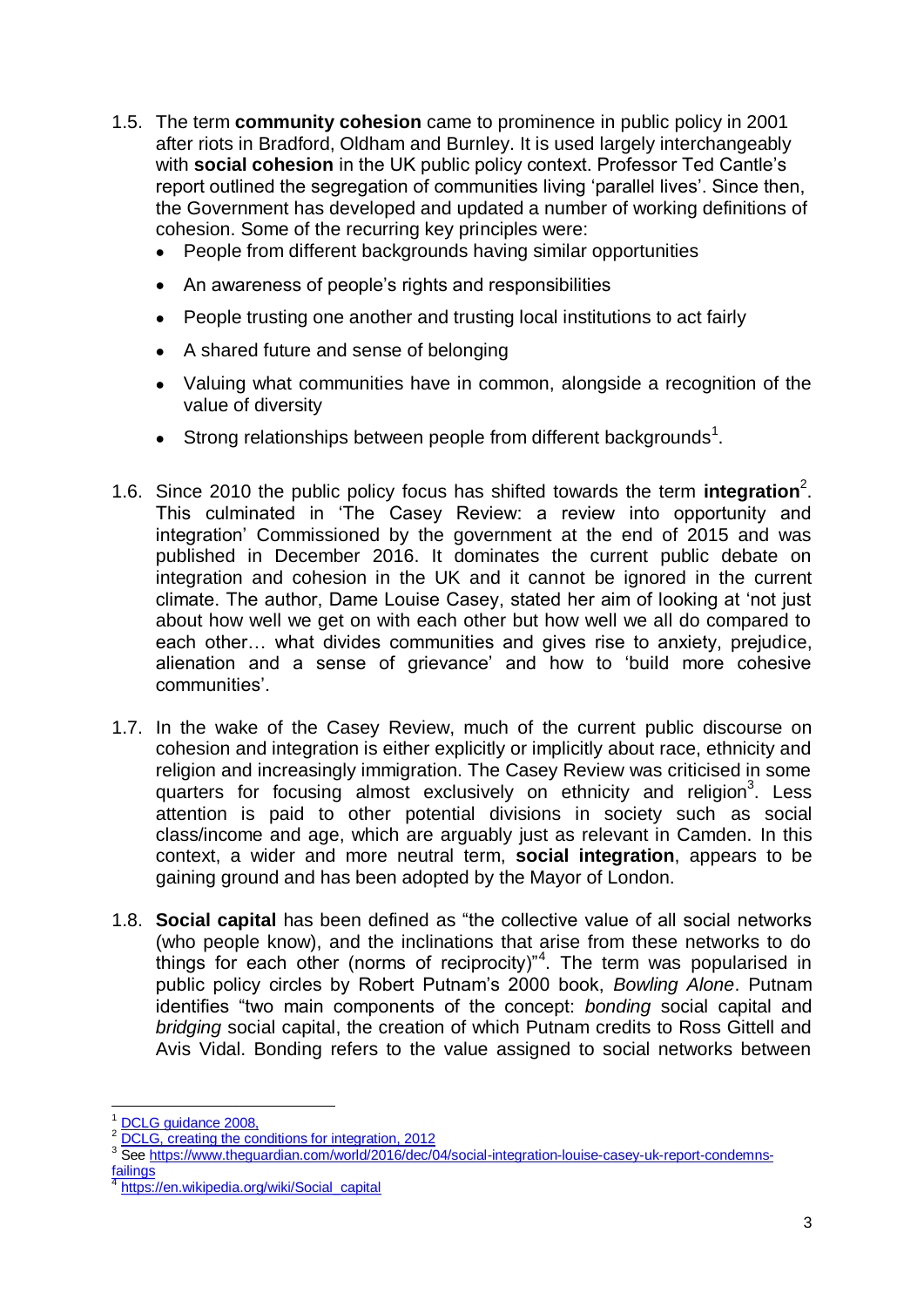1.5. The term **community cohesion** came to prominence in public policy in 2001 after riots in Bradford, Oldham and Burnley. It is used largely interchangeably with **social cohesion** in the UK public policy context. Professor Ted Cantle's report outlined the segregation of communities living 'parallel lives'. Since then, the Government has developed and updated a number of working definitions of cohesion. Some of the recurring key principles were:

- People from different backgrounds having similar opportunities
- An awareness of people's rights and responsibilities
- People trusting one another and trusting local institutions to act fairly
- A shared future and sense of belonging
- Valuing what communities have in common, alongside a recognition of the value of diversity
- Strong relationships between people from different backgrounds[1].

1.6. Since 2010 the public policy focus has shifted towards the term **integration**[2]. This culminated in 'The Casey Review: a review into opportunity and integration' Commissioned by the government at the end of 2015 and was published in December 2016. It dominates the current public debate on integration and cohesion in the UK and it cannot be ignored in the current climate. The author, Dame Louise Casey, stated her aim of looking at 'not just about how well we get on with each other but how well we all do compared to each other… what divides communities and gives rise to anxiety, prejudice, alienation and a sense of grievance' and how to 'build more cohesive communities'.

1.7. In the wake of the Casey Review, much of the current public discourse on cohesion and integration is either explicitly or implicitly about race, ethnicity and religion and increasingly immigration. The Casey Review was criticised in some quarters for focusing almost exclusively on ethnicity and religion[3]. Less attention is paid to other potential divisions in society such as social class/income and age, which are arguably just as relevant in Camden. In this context, a wider and more neutral term, **social integration**, appears to be gaining ground and has been adopted by the Mayor of London.

1.8. **Social capital** has been defined as "the collective value of all social networks (who people know), and the inclinations that arise from these networks to do things for each other (norms of reciprocity)"[4]. The term was popularised in public policy circles by Robert Putnam's 2000 book, *Bowling Alone*. Putnam identifies "two main components of the concept: *bonding* social capital and *bridging* social capital, the creation of which Putnam credits to Ross Gittell and Avis Vidal. Bonding refers to the value assigned to social networks between

---

[1] DCLG guidance 2008,

[2] DCLG, creating the conditions for integration, 2012

[3] See https://www.theguardian.com/world/2016/dec/04/social-integration-louise-casey-uk-report-condemns-failings

[4] https://en.wikipedia.org/wiki/Social_capital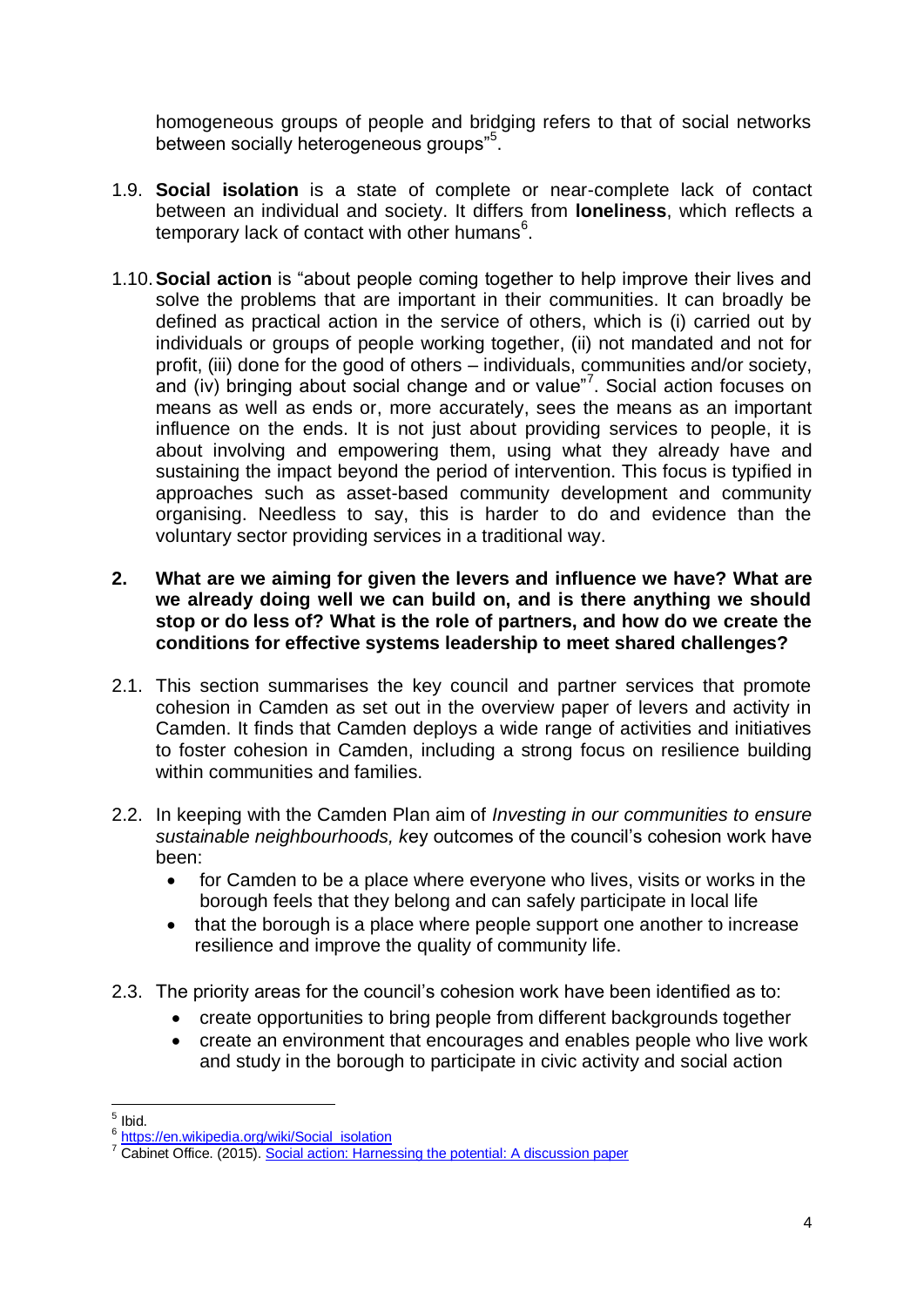homogeneous groups of people and bridging refers to that of social networks between socially heterogeneous groups"[5].

1.9. **Social isolation** is a state of complete or near-complete lack of contact between an individual and society. It differs from **loneliness**, which reflects a temporary lack of contact with other humans[6].

1.10. **Social action** is "about people coming together to help improve their lives and solve the problems that are important in their communities. It can broadly be defined as practical action in the service of others, which is (i) carried out by individuals or groups of people working together, (ii) not mandated and not for profit, (iii) done for the good of others – individuals, communities and/or society, and (iv) bringing about social change and or value"[7]. Social action focuses on means as well as ends or, more accurately, sees the means as an important influence on the ends. It is not just about providing services to people, it is about involving and empowering them, using what they already have and sustaining the impact beyond the period of intervention. This focus is typified in approaches such as asset-based community development and community organising. Needless to say, this is harder to do and evidence than the voluntary sector providing services in a traditional way.

**2. What are we aiming for given the levers and influence we have? What are we already doing well we can build on, and is there anything we should stop or do less of? What is the role of partners, and how do we create the conditions for effective systems leadership to meet shared challenges?**

2.1. This section summarises the key council and partner services that promote cohesion in Camden as set out in the overview paper of levers and activity in Camden. It finds that Camden deploys a wide range of activities and initiatives to foster cohesion in Camden, including a strong focus on resilience building within communities and families.

2.2. In keeping with the Camden Plan aim of *Investing in our communities to ensure sustainable neighbourhoods, k*ey outcomes of the council's cohesion work have been:

- for Camden to be a place where everyone who lives, visits or works in the borough feels that they belong and can safely participate in local life
- that the borough is a place where people support one another to increase resilience and improve the quality of community life.

2.3. The priority areas for the council's cohesion work have been identified as to:

- create opportunities to bring people from different backgrounds together
- create an environment that encourages and enables people who live work and study in the borough to participate in civic activity and social action

---

[5] Ibid.

[6] https://en.wikipedia.org/wiki/Social_isolation

[7] Cabinet Office. (2015). Social action: Harnessing the potential: A discussion paper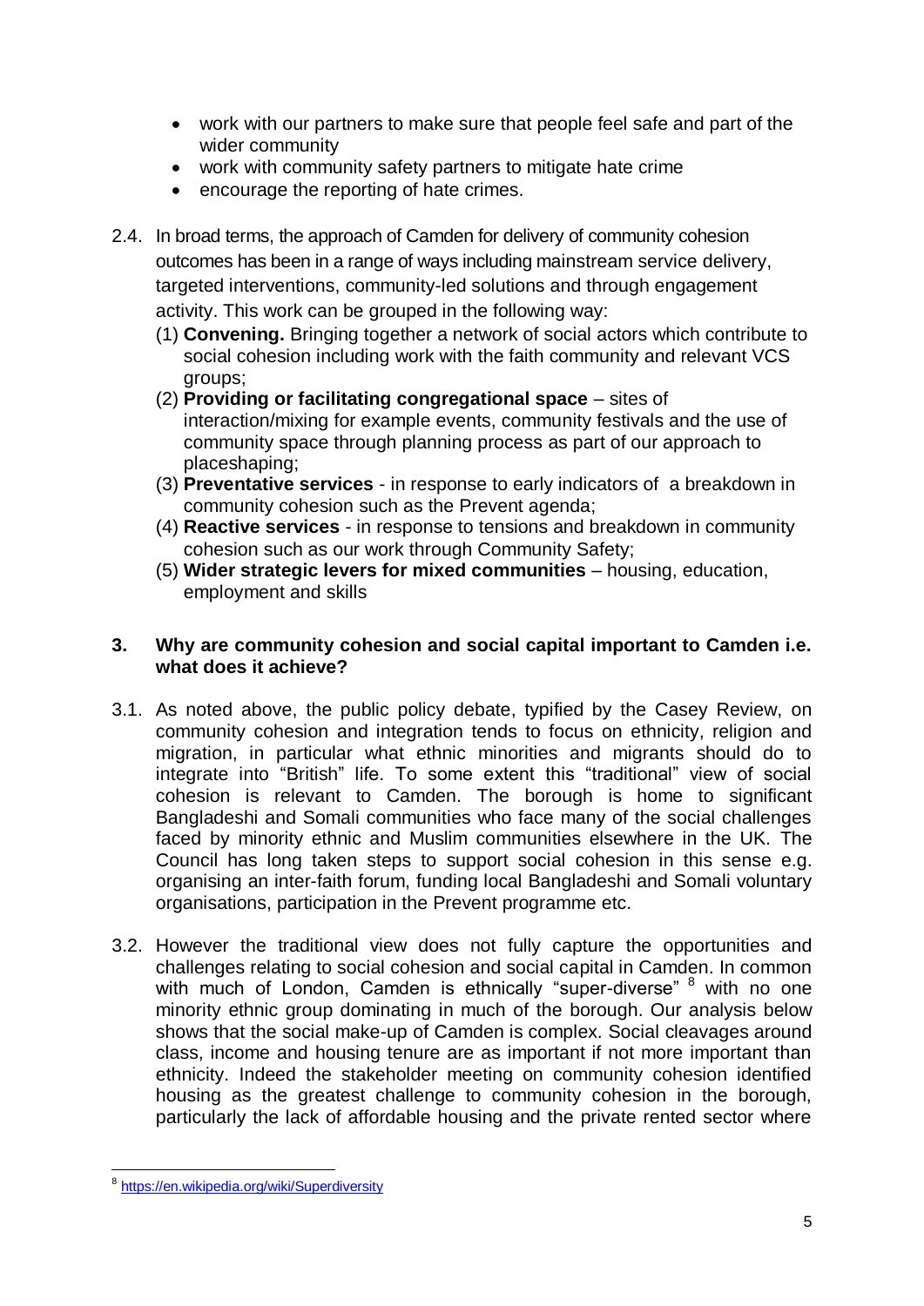- work with our partners to make sure that people feel safe and part of the wider community
- work with community safety partners to mitigate hate crime
- encourage the reporting of hate crimes.

2.4. In broad terms, the approach of Camden for delivery of community cohesion outcomes has been in a range of ways including mainstream service delivery, targeted interventions, community-led solutions and through engagement activity. This work can be grouped in the following way:

(1) **Convening.** Bringing together a network of social actors which contribute to social cohesion including work with the faith community and relevant VCS groups;
(2) **Providing or facilitating congregational space** – sites of interaction/mixing for example events, community festivals and the use of community space through planning process as part of our approach to placeshaping;
(3) **Preventative services** - in response to early indicators of a breakdown in community cohesion such as the Prevent agenda;
(4) **Reactive services** - in response to tensions and breakdown in community cohesion such as our work through Community Safety;
(5) **Wider strategic levers for mixed communities** – housing, education, employment and skills

## 3. Why are community cohesion and social capital important to Camden i.e. what does it achieve?

3.1. As noted above, the public policy debate, typified by the Casey Review, on community cohesion and integration tends to focus on ethnicity, religion and migration, in particular what ethnic minorities and migrants should do to integrate into "British" life. To some extent this "traditional" view of social cohesion is relevant to Camden. The borough is home to significant Bangladeshi and Somali communities who face many of the social challenges faced by minority ethnic and Muslim communities elsewhere in the UK. The Council has long taken steps to support social cohesion in this sense e.g. organising an inter-faith forum, funding local Bangladeshi and Somali voluntary organisations, participation in the Prevent programme etc.

3.2. However the traditional view does not fully capture the opportunities and challenges relating to social cohesion and social capital in Camden. In common with much of London, Camden is ethnically "super-diverse" [8] with no one minority ethnic group dominating in much of the borough. Our analysis below shows that the social make-up of Camden is complex. Social cleavages around class, income and housing tenure are as important if not more important than ethnicity. Indeed the stakeholder meeting on community cohesion identified housing as the greatest challenge to community cohesion in the borough, particularly the lack of affordable housing and the private rented sector where

[8] https://en.wikipedia.org/wiki/Superdiversity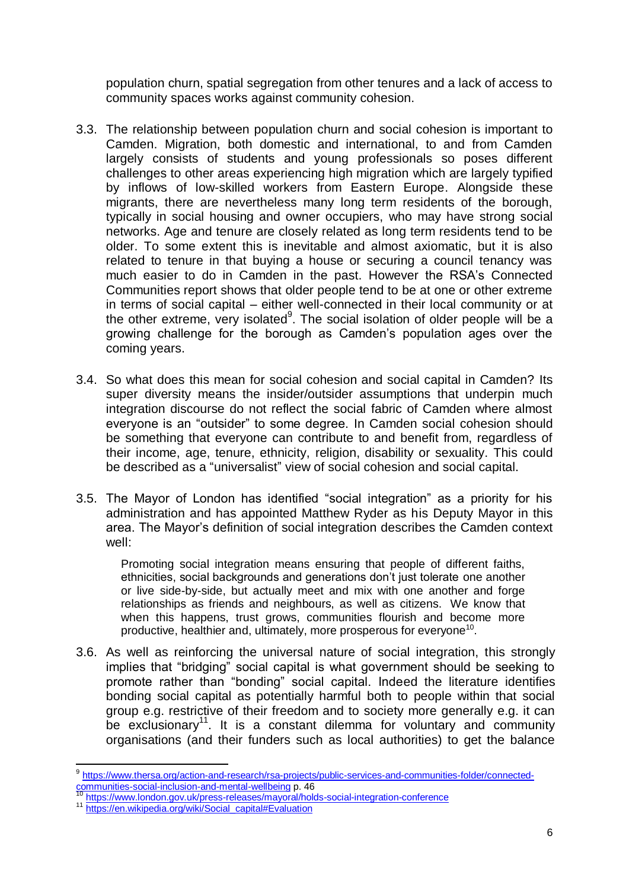population churn, spatial segregation from other tenures and a lack of access to community spaces works against community cohesion.

3.3. The relationship between population churn and social cohesion is important to Camden. Migration, both domestic and international, to and from Camden largely consists of students and young professionals so poses different challenges to other areas experiencing high migration which are largely typified by inflows of low-skilled workers from Eastern Europe. Alongside these migrants, there are nevertheless many long term residents of the borough, typically in social housing and owner occupiers, who may have strong social networks. Age and tenure are closely related as long term residents tend to be older. To some extent this is inevitable and almost axiomatic, but it is also related to tenure in that buying a house or securing a council tenancy was much easier to do in Camden in the past. However the RSA's Connected Communities report shows that older people tend to be at one or other extreme in terms of social capital – either well-connected in their local community or at the other extreme, very isolated[9]. The social isolation of older people will be a growing challenge for the borough as Camden's population ages over the coming years.

3.4. So what does this mean for social cohesion and social capital in Camden? Its super diversity means the insider/outsider assumptions that underpin much integration discourse do not reflect the social fabric of Camden where almost everyone is an "outsider" to some degree. In Camden social cohesion should be something that everyone can contribute to and benefit from, regardless of their income, age, tenure, ethnicity, religion, disability or sexuality. This could be described as a "universalist" view of social cohesion and social capital.

3.5. The Mayor of London has identified "social integration" as a priority for his administration and has appointed Matthew Ryder as his Deputy Mayor in this area. The Mayor's definition of social integration describes the Camden context well:

> Promoting social integration means ensuring that people of different faiths, ethnicities, social backgrounds and generations don't just tolerate one another or live side-by-side, but actually meet and mix with one another and forge relationships as friends and neighbours, as well as citizens. We know that when this happens, trust grows, communities flourish and become more productive, healthier and, ultimately, more prosperous for everyone[10].

3.6. As well as reinforcing the universal nature of social integration, this strongly implies that "bridging" social capital is what government should be seeking to promote rather than "bonding" social capital. Indeed the literature identifies bonding social capital as potentially harmful both to people within that social group e.g. restrictive of their freedom and to society more generally e.g. it can be exclusionary[11]. It is a constant dilemma for voluntary and community organisations (and their funders such as local authorities) to get the balance

---

[9] https://www.thersa.org/action-and-research/rsa-projects/public-services-and-communities-folder/connected-communities-social-inclusion-and-mental-wellbeing p. 46

[10] https://www.london.gov.uk/press-releases/mayoral/holds-social-integration-conference

[11] https://en.wikipedia.org/wiki/Social_capital#Evaluation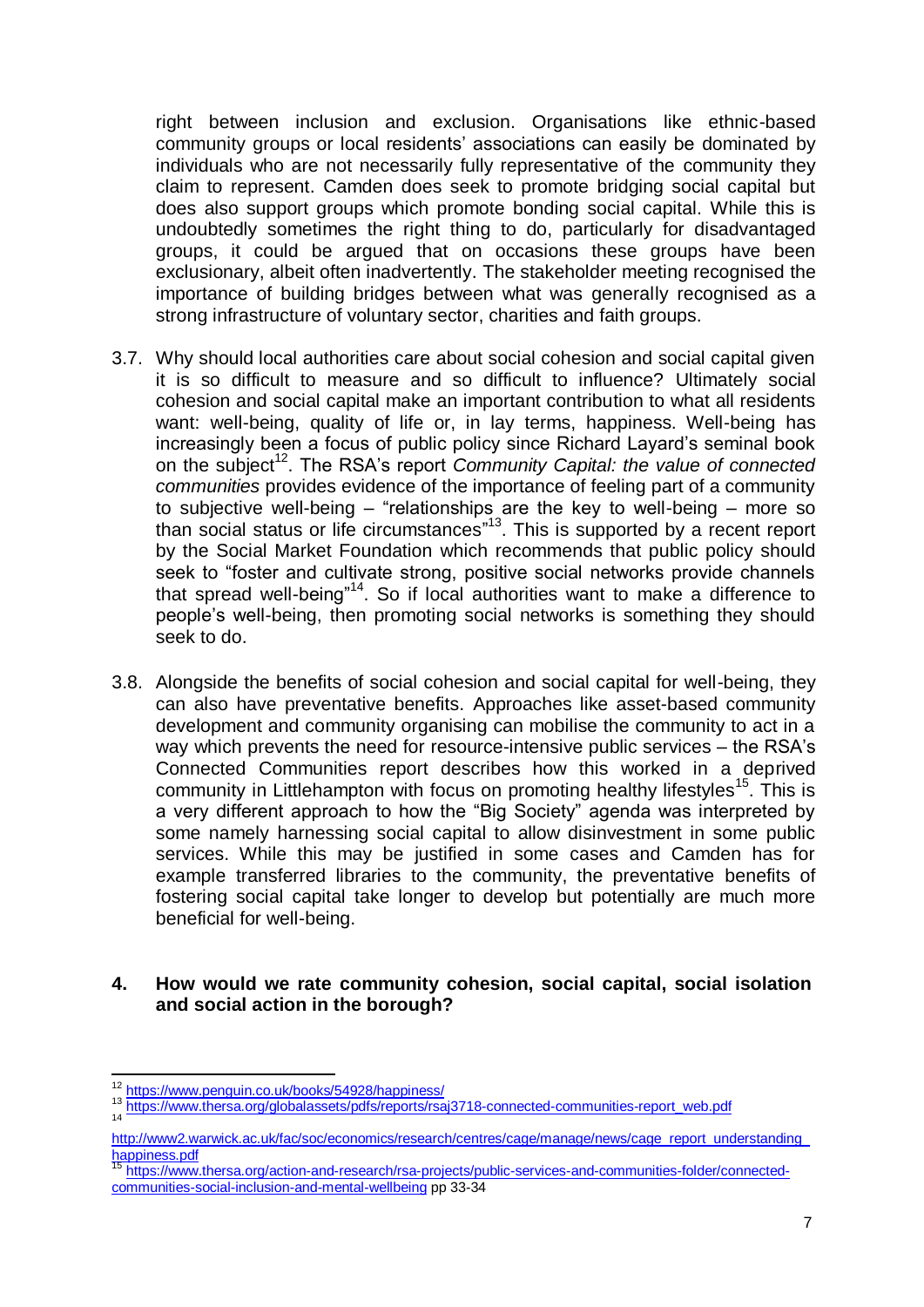right between inclusion and exclusion. Organisations like ethnic-based community groups or local residents' associations can easily be dominated by individuals who are not necessarily fully representative of the community they claim to represent. Camden does seek to promote bridging social capital but does also support groups which promote bonding social capital. While this is undoubtedly sometimes the right thing to do, particularly for disadvantaged groups, it could be argued that on occasions these groups have been exclusionary, albeit often inadvertently. The stakeholder meeting recognised the importance of building bridges between what was generally recognised as a strong infrastructure of voluntary sector, charities and faith groups.

3.7. Why should local authorities care about social cohesion and social capital given it is so difficult to measure and so difficult to influence? Ultimately social cohesion and social capital make an important contribution to what all residents want: well-being, quality of life or, in lay terms, happiness. Well-being has increasingly been a focus of public policy since Richard Layard's seminal book on the subject[12]. The RSA's report *Community Capital: the value of connected communities* provides evidence of the importance of feeling part of a community to subjective well-being – "relationships are the key to well-being – more so than social status or life circumstances"[13]. This is supported by a recent report by the Social Market Foundation which recommends that public policy should seek to "foster and cultivate strong, positive social networks provide channels that spread well-being"[14]. So if local authorities want to make a difference to people's well-being, then promoting social networks is something they should seek to do.

3.8. Alongside the benefits of social cohesion and social capital for well-being, they can also have preventative benefits. Approaches like asset-based community development and community organising can mobilise the community to act in a way which prevents the need for resource-intensive public services – the RSA's Connected Communities report describes how this worked in a deprived community in Littlehampton with focus on promoting healthy lifestyles[15]. This is a very different approach to how the "Big Society" agenda was interpreted by some namely harnessing social capital to allow disinvestment in some public services. While this may be justified in some cases and Camden has for example transferred libraries to the community, the preventative benefits of fostering social capital take longer to develop but potentially are much more beneficial for well-being.

## 4. How would we rate community cohesion, social capital, social isolation and social action in the borough?

---

[12] https://www.penguin.co.uk/books/54928/happiness/

[13] https://www.thersa.org/globalassets/pdfs/reports/rsaj3718-connected-communities-report_web.pdf

[14] http://www2.warwick.ac.uk/fac/soc/economics/research/centres/cage/manage/news/cage_report_understanding_happiness.pdf

[15] https://www.thersa.org/action-and-research/rsa-projects/public-services-and-communities-folder/connected-communities-social-inclusion-and-mental-wellbeing pp 33-34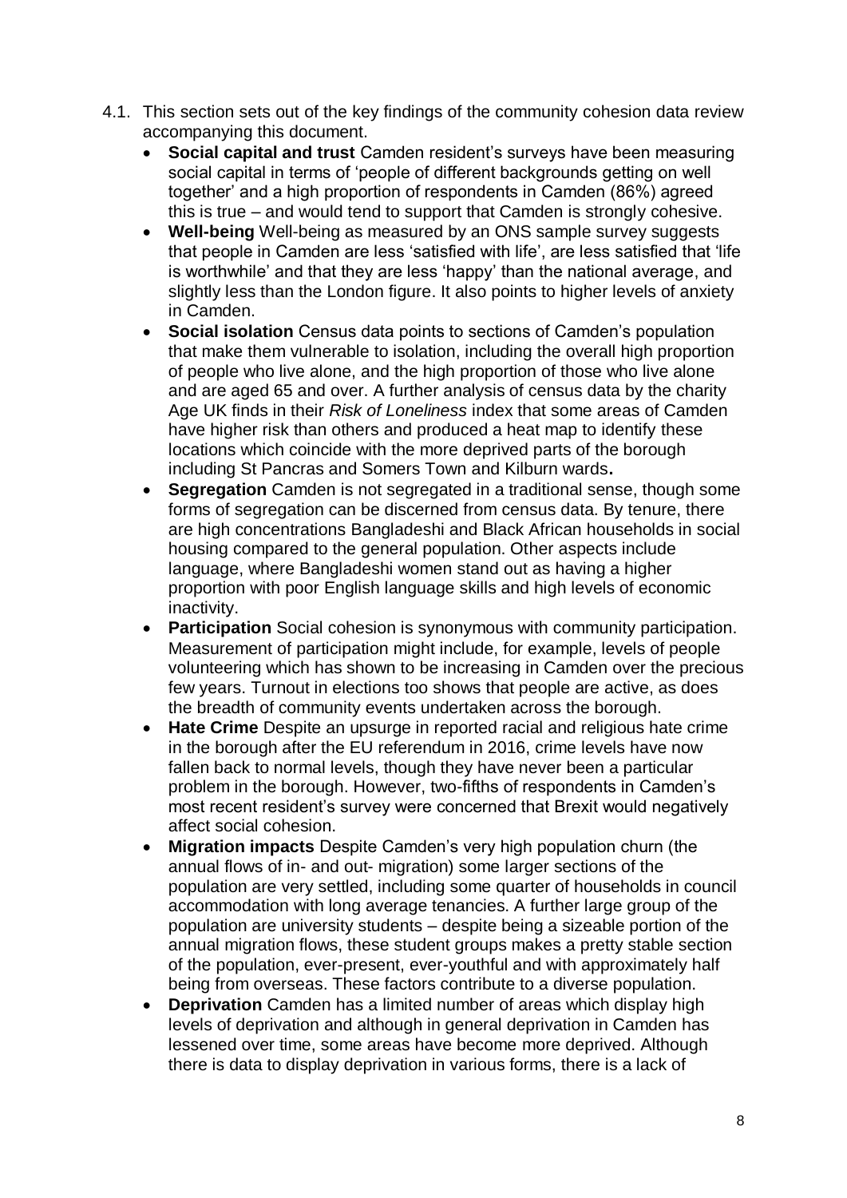4.1. This section sets out of the key findings of the community cohesion data review accompanying this document.

- **Social capital and trust** Camden resident's surveys have been measuring social capital in terms of 'people of different backgrounds getting on well together' and a high proportion of respondents in Camden (86%) agreed this is true – and would tend to support that Camden is strongly cohesive.
- **Well-being** Well-being as measured by an ONS sample survey suggests that people in Camden are less 'satisfied with life', are less satisfied that 'life is worthwhile' and that they are less 'happy' than the national average, and slightly less than the London figure. It also points to higher levels of anxiety in Camden.
- **Social isolation** Census data points to sections of Camden's population that make them vulnerable to isolation, including the overall high proportion of people who live alone, and the high proportion of those who live alone and are aged 65 and over. A further analysis of census data by the charity Age UK finds in their *Risk of Loneliness* index that some areas of Camden have higher risk than others and produced a heat map to identify these locations which coincide with the more deprived parts of the borough including St Pancras and Somers Town and Kilburn wards**.**
- **Segregation** Camden is not segregated in a traditional sense, though some forms of segregation can be discerned from census data. By tenure, there are high concentrations Bangladeshi and Black African households in social housing compared to the general population. Other aspects include language, where Bangladeshi women stand out as having a higher proportion with poor English language skills and high levels of economic inactivity.
- **Participation** Social cohesion is synonymous with community participation. Measurement of participation might include, for example, levels of people volunteering which has shown to be increasing in Camden over the precious few years. Turnout in elections too shows that people are active, as does the breadth of community events undertaken across the borough.
- **Hate Crime** Despite an upsurge in reported racial and religious hate crime in the borough after the EU referendum in 2016, crime levels have now fallen back to normal levels, though they have never been a particular problem in the borough. However, two-fifths of respondents in Camden's most recent resident's survey were concerned that Brexit would negatively affect social cohesion.
- **Migration impacts** Despite Camden's very high population churn (the annual flows of in- and out- migration) some larger sections of the population are very settled, including some quarter of households in council accommodation with long average tenancies. A further large group of the population are university students – despite being a sizeable portion of the annual migration flows, these student groups makes a pretty stable section of the population, ever-present, ever-youthful and with approximately half being from overseas. These factors contribute to a diverse population.
- **Deprivation** Camden has a limited number of areas which display high levels of deprivation and although in general deprivation in Camden has lessened over time, some areas have become more deprived. Although there is data to display deprivation in various forms, there is a lack of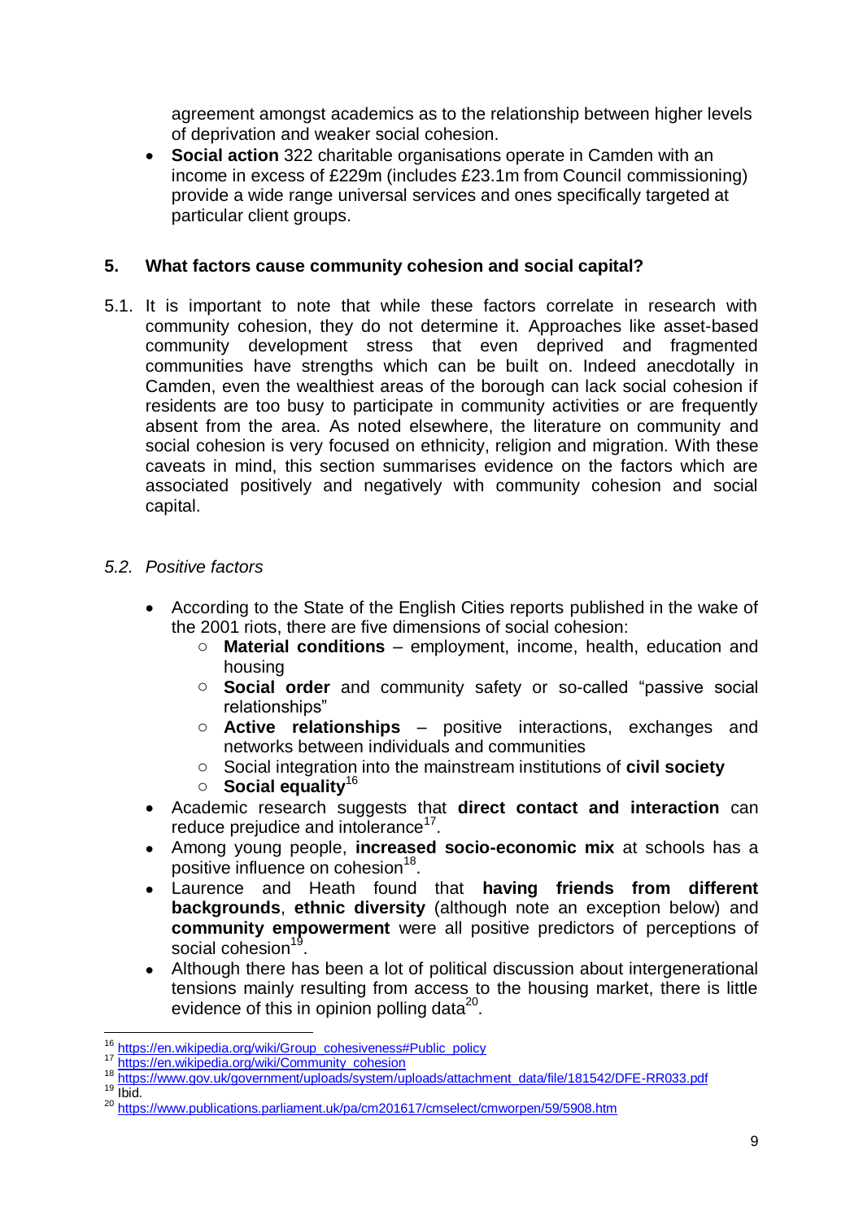agreement amongst academics as to the relationship between higher levels of deprivation and weaker social cohesion.

- **Social action** 322 charitable organisations operate in Camden with an income in excess of £229m (includes £23.1m from Council commissioning) provide a wide range universal services and ones specifically targeted at particular client groups.

## 5. What factors cause community cohesion and social capital?

5.1. It is important to note that while these factors correlate in research with community cohesion, they do not determine it. Approaches like asset-based community development stress that even deprived and fragmented communities have strengths which can be built on. Indeed anecdotally in Camden, even the wealthiest areas of the borough can lack social cohesion if residents are too busy to participate in community activities or are frequently absent from the area. As noted elsewhere, the literature on community and social cohesion is very focused on ethnicity, religion and migration. With these caveats in mind, this section summarises evidence on the factors which are associated positively and negatively with community cohesion and social capital.

### *5.2. Positive factors*

- According to the State of the English Cities reports published in the wake of the 2001 riots, there are five dimensions of social cohesion:
  - **Material conditions** – employment, income, health, education and housing
  - **Social order** and community safety or so-called "passive social relationships"
  - **Active relationships** – positive interactions, exchanges and networks between individuals and communities
  - Social integration into the mainstream institutions of **civil society**
  - **Social equality**[16]
- Academic research suggests that **direct contact and interaction** can reduce prejudice and intolerance[17].
- Among young people, **increased socio-economic mix** at schools has a positive influence on cohesion[18].
- Laurence and Heath found that **having friends from different backgrounds**, **ethnic diversity** (although note an exception below) and **community empowerment** were all positive predictors of perceptions of social cohesion[19].
- Although there has been a lot of political discussion about intergenerational tensions mainly resulting from access to the housing market, there is little evidence of this in opinion polling data[20].

---

[16] https://en.wikipedia.org/wiki/Group_cohesiveness#Public_policy
[17] https://en.wikipedia.org/wiki/Community_cohesion
[18] https://www.gov.uk/government/uploads/system/uploads/attachment_data/file/181542/DFE-RR033.pdf
[19] Ibid.
[20] https://www.publications.parliament.uk/pa/cm201617/cmselect/cmworpen/59/5908.htm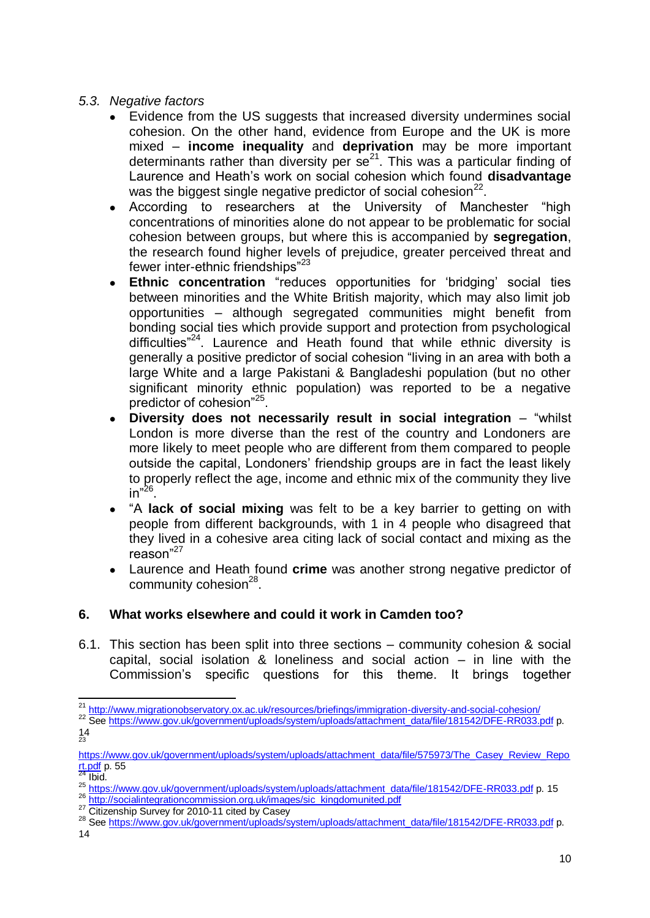### *5.3. Negative factors*

- Evidence from the US suggests that increased diversity undermines social cohesion. On the other hand, evidence from Europe and the UK is more mixed – **income inequality** and **deprivation** may be more important determinants rather than diversity per se[21]. This was a particular finding of Laurence and Heath's work on social cohesion which found **disadvantage** was the biggest single negative predictor of social cohesion[22].
- According to researchers at the University of Manchester "high concentrations of minorities alone do not appear to be problematic for social cohesion between groups, but where this is accompanied by **segregation**, the research found higher levels of prejudice, greater perceived threat and fewer inter-ethnic friendships"[23]
- **Ethnic concentration** "reduces opportunities for 'bridging' social ties between minorities and the White British majority, which may also limit job opportunities – although segregated communities might benefit from bonding social ties which provide support and protection from psychological difficulties"[24]. Laurence and Heath found that while ethnic diversity is generally a positive predictor of social cohesion "living in an area with both a large White and a large Pakistani & Bangladeshi population (but no other significant minority ethnic population) was reported to be a negative predictor of cohesion"[25].
- **Diversity does not necessarily result in social integration** – "whilst London is more diverse than the rest of the country and Londoners are more likely to meet people who are different from them compared to people outside the capital, Londoners' friendship groups are in fact the least likely to properly reflect the age, income and ethnic mix of the community they live in"[26].
- "A **lack of social mixing** was felt to be a key barrier to getting on with people from different backgrounds, with 1 in 4 people who disagreed that they lived in a cohesive area citing lack of social contact and mixing as the reason"[27]
- Laurence and Heath found **crime** was another strong negative predictor of community cohesion[28].

## 6. What works elsewhere and could it work in Camden too?

6.1. This section has been split into three sections – community cohesion & social capital, social isolation & loneliness and social action – in line with the Commission's specific questions for this theme. It brings together

---

[21] http://www.migrationobservatory.ox.ac.uk/resources/briefings/immigration-diversity-and-social-cohesion/

[22] See https://www.gov.uk/government/uploads/system/uploads/attachment_data/file/181542/DFE-RR033.pdf p. 14

[23] https://www.gov.uk/government/uploads/system/uploads/attachment_data/file/575973/The_Casey_Review_Report.pdf p. 55

[24] Ibid.

[25] https://www.gov.uk/government/uploads/system/uploads/attachment_data/file/181542/DFE-RR033.pdf p. 15

[26] http://socialintegrationcommission.org.uk/images/sic_kingdomunited.pdf

[27] Citizenship Survey for 2010-11 cited by Casey

[28] See https://www.gov.uk/government/uploads/system/uploads/attachment_data/file/181542/DFE-RR033.pdf p. 14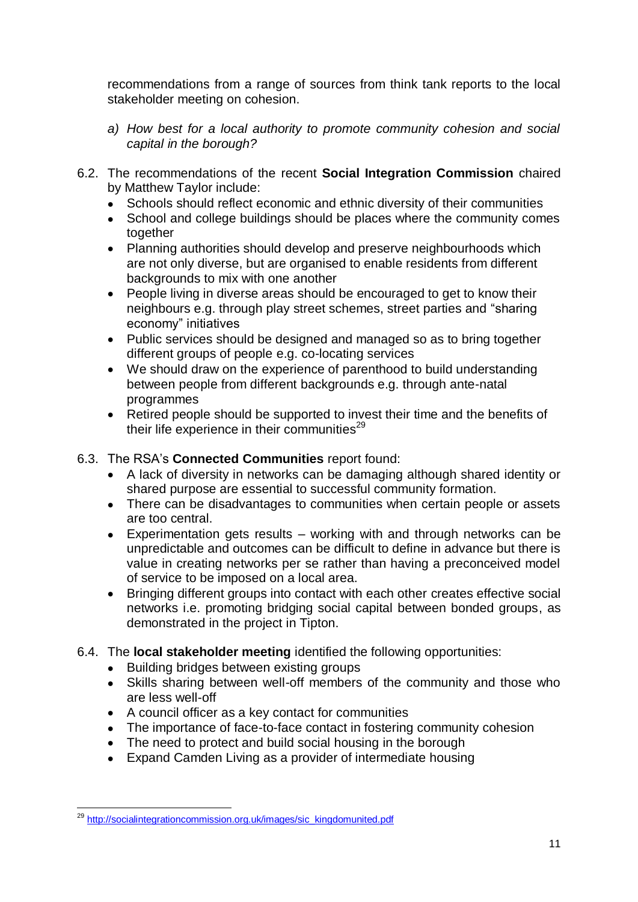recommendations from a range of sources from think tank reports to the local stakeholder meeting on cohesion.

*a) How best for a local authority to promote community cohesion and social capital in the borough?*

6.2. The recommendations of the recent **Social Integration Commission** chaired by Matthew Taylor include:

- Schools should reflect economic and ethnic diversity of their communities
- School and college buildings should be places where the community comes together
- Planning authorities should develop and preserve neighbourhoods which are not only diverse, but are organised to enable residents from different backgrounds to mix with one another
- People living in diverse areas should be encouraged to get to know their neighbours e.g. through play street schemes, street parties and "sharing economy" initiatives
- Public services should be designed and managed so as to bring together different groups of people e.g. co-locating services
- We should draw on the experience of parenthood to build understanding between people from different backgrounds e.g. through ante-natal programmes
- Retired people should be supported to invest their time and the benefits of their life experience in their communities[29]

6.3. The RSA's **Connected Communities** report found:

- A lack of diversity in networks can be damaging although shared identity or shared purpose are essential to successful community formation.
- There can be disadvantages to communities when certain people or assets are too central.
- Experimentation gets results – working with and through networks can be unpredictable and outcomes can be difficult to define in advance but there is value in creating networks per se rather than having a preconceived model of service to be imposed on a local area.
- Bringing different groups into contact with each other creates effective social networks i.e. promoting bridging social capital between bonded groups, as demonstrated in the project in Tipton.

6.4. The **local stakeholder meeting** identified the following opportunities:

- Building bridges between existing groups
- Skills sharing between well-off members of the community and those who are less well-off
- A council officer as a key contact for communities
- The importance of face-to-face contact in fostering community cohesion
- The need to protect and build social housing in the borough
- Expand Camden Living as a provider of intermediate housing

---

[29] http://socialintegrationcommission.org.uk/images/sic_kingdomunited.pdf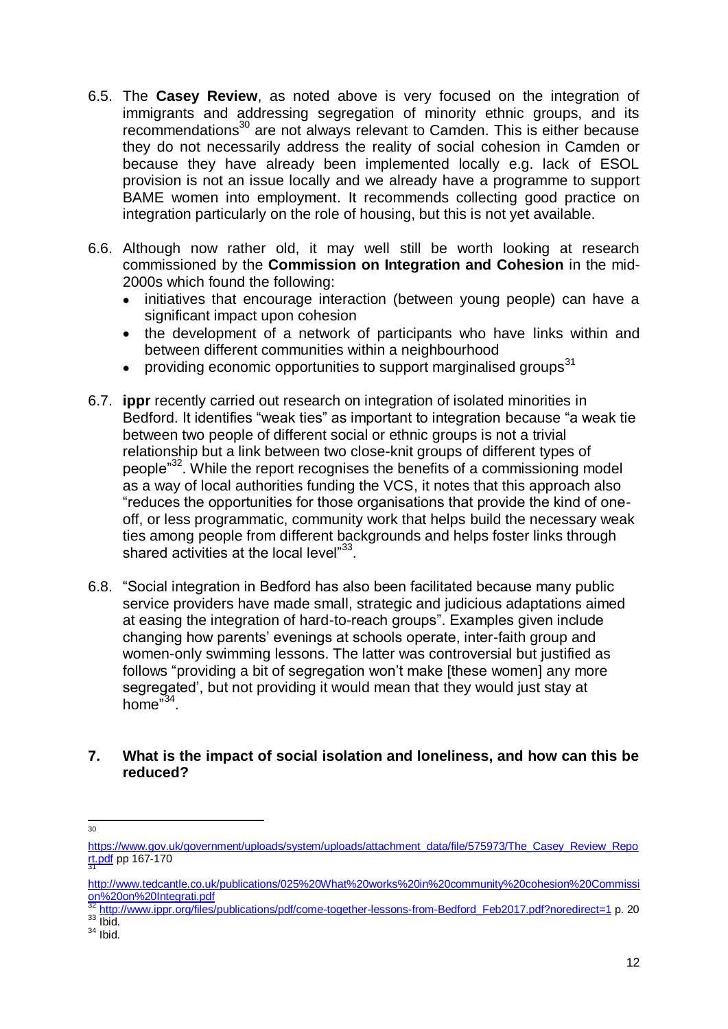6.5. The **Casey Review**, as noted above is very focused on the integration of immigrants and addressing segregation of minority ethnic groups, and its recommendations[30] are not always relevant to Camden. This is either because they do not necessarily address the reality of social cohesion in Camden or because they have already been implemented locally e.g. lack of ESOL provision is not an issue locally and we already have a programme to support BAME women into employment. It recommends collecting good practice on integration particularly on the role of housing, but this is not yet available.

6.6. Although now rather old, it may well still be worth looking at research commissioned by the **Commission on Integration and Cohesion** in the mid-2000s which found the following:

- initiatives that encourage interaction (between young people) can have a significant impact upon cohesion
- the development of a network of participants who have links within and between different communities within a neighbourhood
- providing economic opportunities to support marginalised groups[31]

6.7. **ippr** recently carried out research on integration of isolated minorities in Bedford. It identifies "weak ties" as important to integration because "a weak tie between two people of different social or ethnic groups is not a trivial relationship but a link between two close-knit groups of different types of people"[32]. While the report recognises the benefits of a commissioning model as a way of local authorities funding the VCS, it notes that this approach also "reduces the opportunities for those organisations that provide the kind of one-off, or less programmatic, community work that helps build the necessary weak ties among people from different backgrounds and helps foster links through shared activities at the local level"[33].

6.8. "Social integration in Bedford has also been facilitated because many public service providers have made small, strategic and judicious adaptations aimed at easing the integration of hard-to-reach groups". Examples given include changing how parents' evenings at schools operate, inter-faith group and women-only swimming lessons. The latter was controversial but justified as follows "providing a bit of segregation won't make [these women] any more segregated', but not providing it would mean that they would just stay at home"[34].

## 7. What is the impact of social isolation and loneliness, and how can this be reduced?

---

[30] https://www.gov.uk/government/uploads/system/uploads/attachment_data/file/575973/The_Casey_Review_Report.pdf pp 167-170

[31] http://www.tedcantle.co.uk/publications/025%20What%20works%20in%20community%20cohesion%20Commission%20on%20Integrati.pdf

[32] http://www.ippr.org/files/publications/pdf/come-together-lessons-from-Bedford_Feb2017.pdf?noredirect=1 p. 20

[33] Ibid.

[34] Ibid.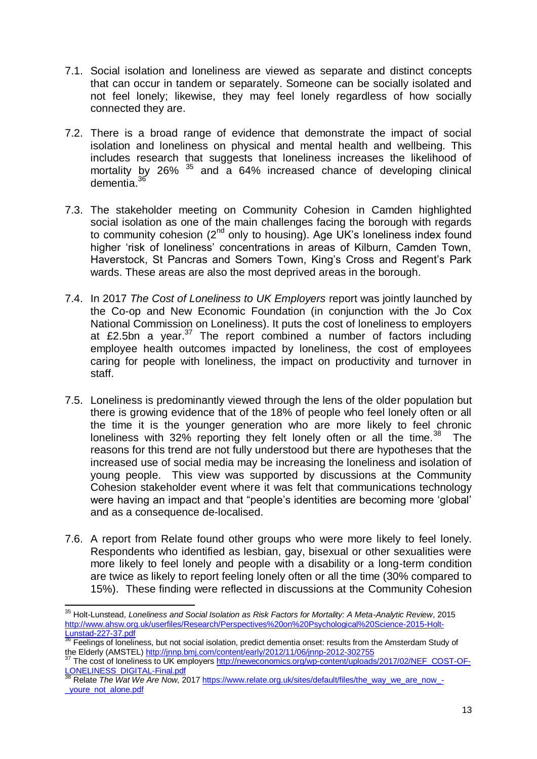7.1. Social isolation and loneliness are viewed as separate and distinct concepts that can occur in tandem or separately. Someone can be socially isolated and not feel lonely; likewise, they may feel lonely regardless of how socially connected they are.

7.2. There is a broad range of evidence that demonstrate the impact of social isolation and loneliness on physical and mental health and wellbeing. This includes research that suggests that loneliness increases the likelihood of mortality by 26% [35] and a 64% increased chance of developing clinical dementia.[36]

7.3. The stakeholder meeting on Community Cohesion in Camden highlighted social isolation as one of the main challenges facing the borough with regards to community cohesion (2nd only to housing). Age UK's loneliness index found higher 'risk of loneliness' concentrations in areas of Kilburn, Camden Town, Haverstock, St Pancras and Somers Town, King's Cross and Regent's Park wards. These areas are also the most deprived areas in the borough.

7.4. In 2017 *The Cost of Loneliness to UK Employers* report was jointly launched by the Co-op and New Economic Foundation (in conjunction with the Jo Cox National Commission on Loneliness). It puts the cost of loneliness to employers at £2.5bn a year.[37] The report combined a number of factors including employee health outcomes impacted by loneliness, the cost of employees caring for people with loneliness, the impact on productivity and turnover in staff.

7.5. Loneliness is predominantly viewed through the lens of the older population but there is growing evidence that of the 18% of people who feel lonely often or all the time it is the younger generation who are more likely to feel chronic loneliness with 32% reporting they felt lonely often or all the time.[38] The reasons for this trend are not fully understood but there are hypotheses that the increased use of social media may be increasing the loneliness and isolation of young people. This view was supported by discussions at the Community Cohesion stakeholder event where it was felt that communications technology were having an impact and that "people's identities are becoming more 'global' and as a consequence de-localised.

7.6. A report from Relate found other groups who were more likely to feel lonely. Respondents who identified as lesbian, gay, bisexual or other sexualities were more likely to feel lonely and people with a disability or a long-term condition are twice as likely to report feeling lonely often or all the time (30% compared to 15%). These finding were reflected in discussions at the Community Cohesion

---

[35] Holt-Lunstead, *Loneliness and Social Isolation as Risk Factors for Mortality: A Meta-Analytic Review*, 2015 http://www.ahsw.org.uk/userfiles/Research/Perspectives%20on%20Psychological%20Science-2015-Holt-Lunstad-227-37.pdf

[36] Feelings of loneliness, but not social isolation, predict dementia onset: results from the Amsterdam Study of the Elderly (AMSTEL) http://jnnp.bmj.com/content/early/2012/11/06/jnnp-2012-302755

[37] The cost of loneliness to UK employers http://neweconomics.org/wp-content/uploads/2017/02/NEF_COST-OF-LONELINESS_DIGITAL-Final.pdf

[38] Relate *The Wat We Are Now,* 2017 https://www.relate.org.uk/sites/default/files/the_way_we_are_now_-_youre_not_alone.pdf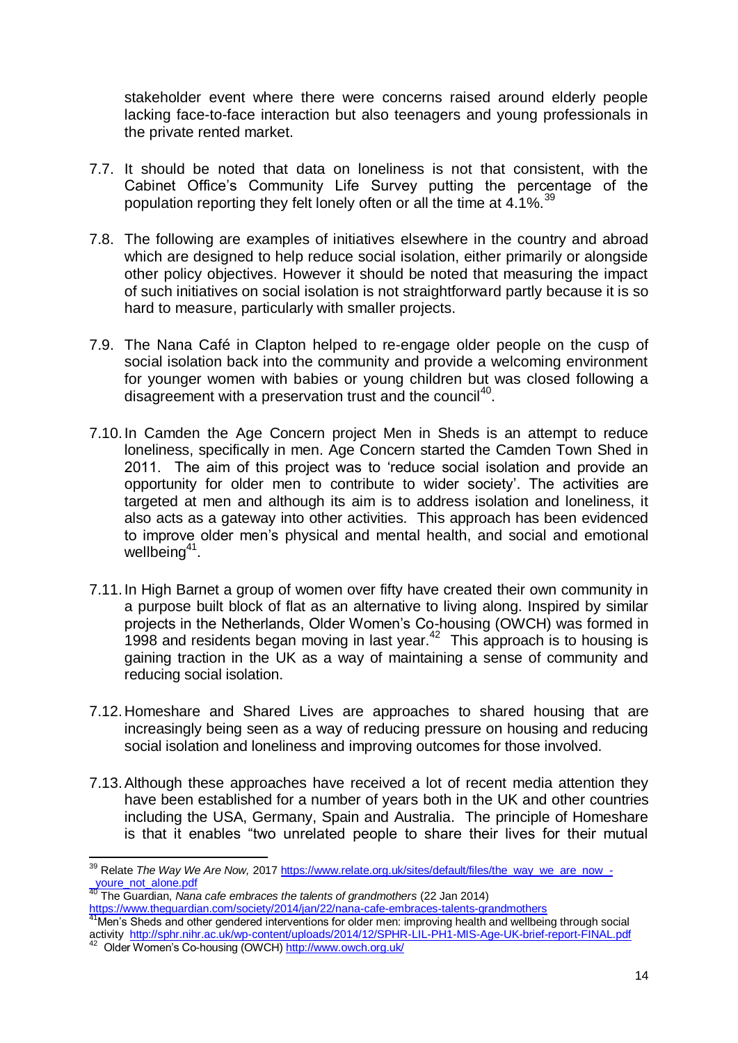stakeholder event where there were concerns raised around elderly people lacking face-to-face interaction but also teenagers and young professionals in the private rented market.

7.7. It should be noted that data on loneliness is not that consistent, with the Cabinet Office's Community Life Survey putting the percentage of the population reporting they felt lonely often or all the time at 4.1%.[39]

7.8. The following are examples of initiatives elsewhere in the country and abroad which are designed to help reduce social isolation, either primarily or alongside other policy objectives. However it should be noted that measuring the impact of such initiatives on social isolation is not straightforward partly because it is so hard to measure, particularly with smaller projects.

7.9. The Nana Café in Clapton helped to re-engage older people on the cusp of social isolation back into the community and provide a welcoming environment for younger women with babies or young children but was closed following a disagreement with a preservation trust and the council[40].

7.10. In Camden the Age Concern project Men in Sheds is an attempt to reduce loneliness, specifically in men. Age Concern started the Camden Town Shed in 2011. The aim of this project was to 'reduce social isolation and provide an opportunity for older men to contribute to wider society'. The activities are targeted at men and although its aim is to address isolation and loneliness, it also acts as a gateway into other activities. This approach has been evidenced to improve older men's physical and mental health, and social and emotional wellbeing[41].

7.11. In High Barnet a group of women over fifty have created their own community in a purpose built block of flat as an alternative to living along. Inspired by similar projects in the Netherlands, Older Women's Co-housing (OWCH) was formed in 1998 and residents began moving in last year.[42] This approach is to housing is gaining traction in the UK as a way of maintaining a sense of community and reducing social isolation.

7.12. Homeshare and Shared Lives are approaches to shared housing that are increasingly being seen as a way of reducing pressure on housing and reducing social isolation and loneliness and improving outcomes for those involved.

7.13. Although these approaches have received a lot of recent media attention they have been established for a number of years both in the UK and other countries including the USA, Germany, Spain and Australia. The principle of Homeshare is that it enables "two unrelated people to share their lives for their mutual

---

[39] Relate *The Way We Are Now,* 2017 https://www.relate.org.uk/sites/default/files/the_way_we_are_now_-_youre_not_alone.pdf

[40] The Guardian, *Nana cafe embraces the talents of grandmothers* (22 Jan 2014) https://www.theguardian.com/society/2014/jan/22/nana-cafe-embraces-talents-grandmothers

[41] Men's Sheds and other gendered interventions for older men: improving health and wellbeing through social activity http://sphr.nihr.ac.uk/wp-content/uploads/2014/12/SPHR-LIL-PH1-MIS-Age-UK-brief-report-FINAL.pdf

[42] Older Women's Co-housing (OWCH) http://www.owch.org.uk/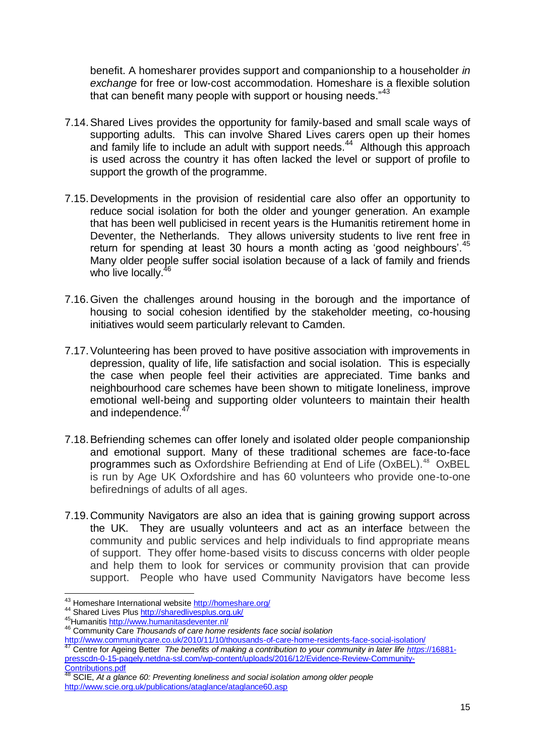benefit. A homesharer provides support and companionship to a householder *in exchange* for free or low-cost accommodation. Homeshare is a flexible solution that can benefit many people with support or housing needs."[43]

7.14. Shared Lives provides the opportunity for family-based and small scale ways of supporting adults. This can involve Shared Lives carers open up their homes and family life to include an adult with support needs.[44] Although this approach is used across the country it has often lacked the level or support of profile to support the growth of the programme.

7.15. Developments in the provision of residential care also offer an opportunity to reduce social isolation for both the older and younger generation. An example that has been well publicised in recent years is the Humanitis retirement home in Deventer, the Netherlands. They allows university students to live rent free in return for spending at least 30 hours a month acting as 'good neighbours'.[45] Many older people suffer social isolation because of a lack of family and friends who live locally.[46]

7.16. Given the challenges around housing in the borough and the importance of housing to social cohesion identified by the stakeholder meeting, co-housing initiatives would seem particularly relevant to Camden.

7.17. Volunteering has been proved to have positive association with improvements in depression, quality of life, life satisfaction and social isolation. This is especially the case when people feel their activities are appreciated. Time banks and neighbourhood care schemes have been shown to mitigate loneliness, improve emotional well-being and supporting older volunteers to maintain their health and independence.[47]

7.18. Befriending schemes can offer lonely and isolated older people companionship and emotional support. Many of these traditional schemes are face-to-face programmes such as Oxfordshire Befriending at End of Life (OxBEL).[48] OxBEL is run by Age UK Oxfordshire and has 60 volunteers who provide one-to-one befirednings of adults of all ages.

7.19. Community Navigators are also an idea that is gaining growing support across the UK. They are usually volunteers and act as an interface between the community and public services and help individuals to find appropriate means of support. They offer home-based visits to discuss concerns with older people and help them to look for services or community provision that can provide support. People who have used Community Navigators have become less

---

[43] Homeshare International website http://homeshare.org/

[44] Shared Lives Plus http://sharedlivesplus.org.uk/

[45] Humanitis http://www.humanitasdeventer.nl/

[46] Community Care *Thousands of care home residents face social isolation* http://www.communitycare.co.uk/2010/11/10/thousands-of-care-home-residents-face-social-isolation/

[47] Centre for Ageing Better *The benefits of making a contribution to your community in later life* https://16881-presscdn-0-15-pagely.netdna-ssl.com/wp-content/uploads/2016/12/Evidence-Review-Community-Contributions.pdf

[48] SCIE, *At a glance 60: Preventing loneliness and social isolation among older people* http://www.scie.org.uk/publications/ataglance/ataglance60.asp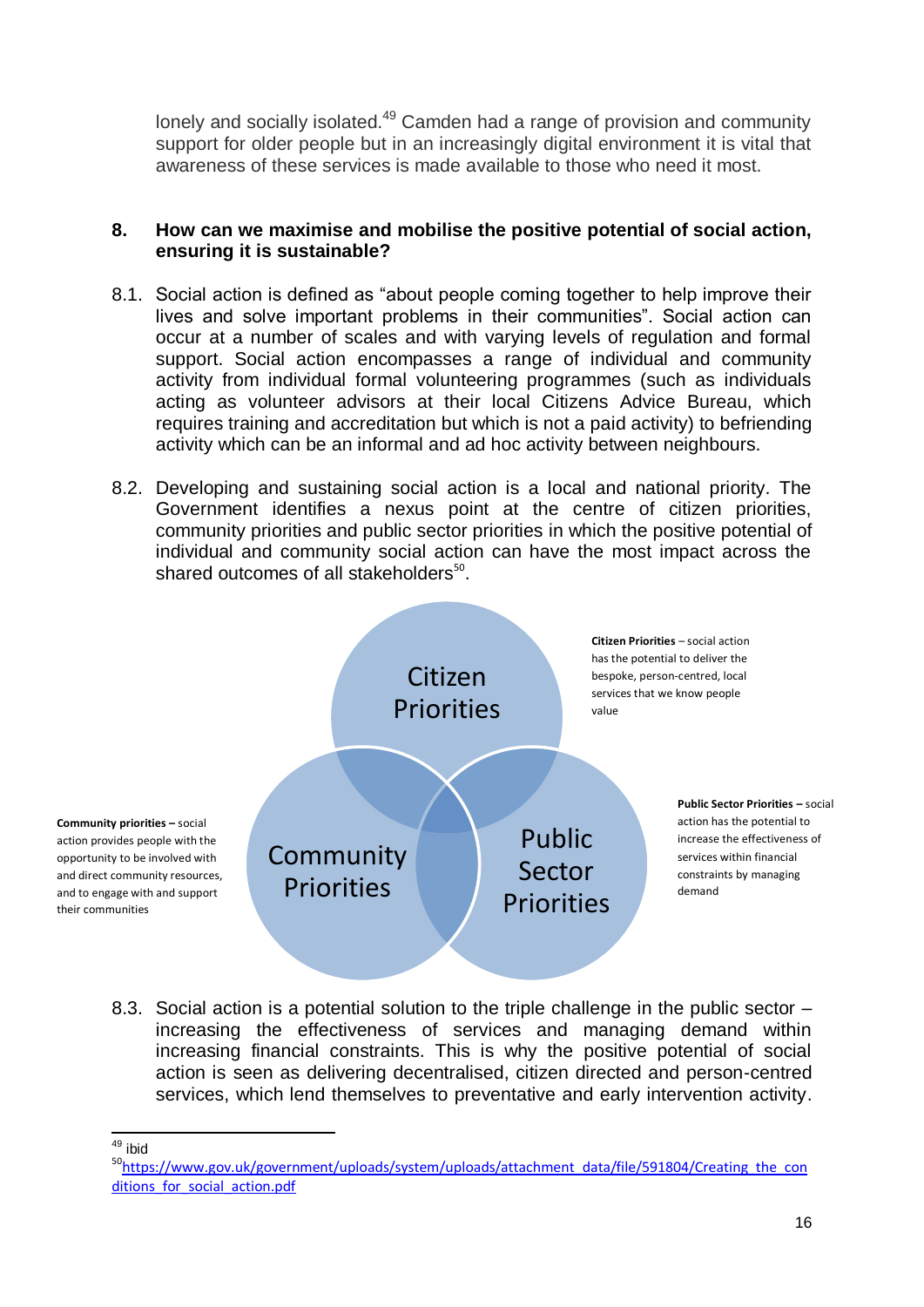lonely and socially isolated.[49] Camden had a range of provision and community support for older people but in an increasingly digital environment it is vital that awareness of these services is made available to those who need it most.

## 8. How can we maximise and mobilise the positive potential of social action, ensuring it is sustainable?

8.1. Social action is defined as "about people coming together to help improve their lives and solve important problems in their communities". Social action can occur at a number of scales and with varying levels of regulation and formal support. Social action encompasses a range of individual and community activity from individual formal volunteering programmes (such as individuals acting as volunteer advisors at their local Citizens Advice Bureau, which requires training and accreditation but which is not a paid activity) to befriending activity which can be an informal and ad hoc activity between neighbours.

8.2. Developing and sustaining social action is a local and national priority. The Government identifies a nexus point at the centre of citizen priorities, community priorities and public sector priorities in which the positive potential of individual and community social action can have the most impact across the shared outcomes of all stakeholders[50].

Citizen Priorities | Community Priorities | Public Sector Priorities

**Citizen Priorities** – social action has the potential to deliver the bespoke, person-centred, local services that we know people value

**Community priorities** – social action provides people with the opportunity to be involved with and direct community resources, and to engage with and support their communities

**Public Sector Priorities** – social action has the potential to increase the effectiveness of services within financial constraints by managing demand

8.3. Social action is a potential solution to the triple challenge in the public sector – increasing the effectiveness of services and managing demand within increasing financial constraints. This is why the positive potential of social action is seen as delivering decentralised, citizen directed and person-centred services, which lend themselves to preventative and early intervention activity.

---

[49] ibid

[50] https://www.gov.uk/government/uploads/system/uploads/attachment_data/file/591804/Creating_the_conditions_for_social_action.pdf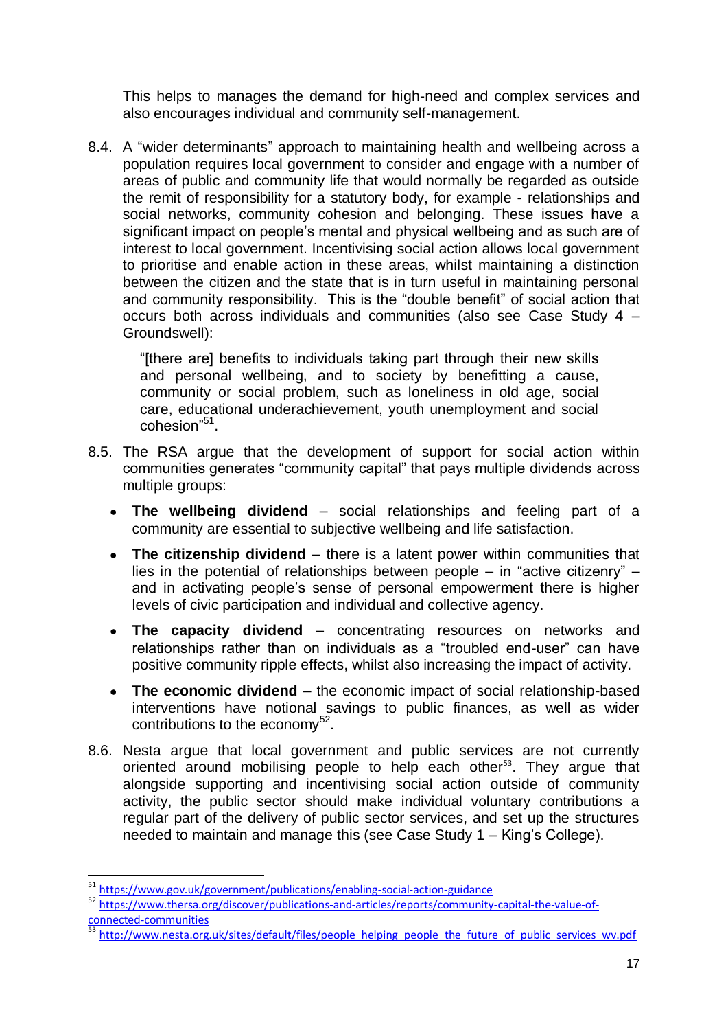This helps to manages the demand for high-need and complex services and also encourages individual and community self-management.

8.4. A "wider determinants" approach to maintaining health and wellbeing across a population requires local government to consider and engage with a number of areas of public and community life that would normally be regarded as outside the remit of responsibility for a statutory body, for example - relationships and social networks, community cohesion and belonging. These issues have a significant impact on people's mental and physical wellbeing and as such are of interest to local government. Incentivising social action allows local government to prioritise and enable action in these areas, whilst maintaining a distinction between the citizen and the state that is in turn useful in maintaining personal and community responsibility. This is the "double benefit" of social action that occurs both across individuals and communities (also see Case Study 4 – Groundswell):

> "[there are] benefits to individuals taking part through their new skills and personal wellbeing, and to society by benefitting a cause, community or social problem, such as loneliness in old age, social care, educational underachievement, youth unemployment and social cohesion"[51].

8.5. The RSA argue that the development of support for social action within communities generates "community capital" that pays multiple dividends across multiple groups:

- **The wellbeing dividend** – social relationships and feeling part of a community are essential to subjective wellbeing and life satisfaction.
- **The citizenship dividend** – there is a latent power within communities that lies in the potential of relationships between people – in "active citizenry" – and in activating people's sense of personal empowerment there is higher levels of civic participation and individual and collective agency.
- **The capacity dividend** – concentrating resources on networks and relationships rather than on individuals as a "troubled end-user" can have positive community ripple effects, whilst also increasing the impact of activity.
- **The economic dividend** – the economic impact of social relationship-based interventions have notional savings to public finances, as well as wider contributions to the economy[52].

8.6. Nesta argue that local government and public services are not currently oriented around mobilising people to help each other[53]. They argue that alongside supporting and incentivising social action outside of community activity, the public sector should make individual voluntary contributions a regular part of the delivery of public sector services, and set up the structures needed to maintain and manage this (see Case Study 1 – King's College).

---

[51] https://www.gov.uk/government/publications/enabling-social-action-guidance

[52] https://www.thersa.org/discover/publications-and-articles/reports/community-capital-the-value-of-connected-communities

[53] http://www.nesta.org.uk/sites/default/files/people_helping_people_the_future_of_public_services_wv.pdf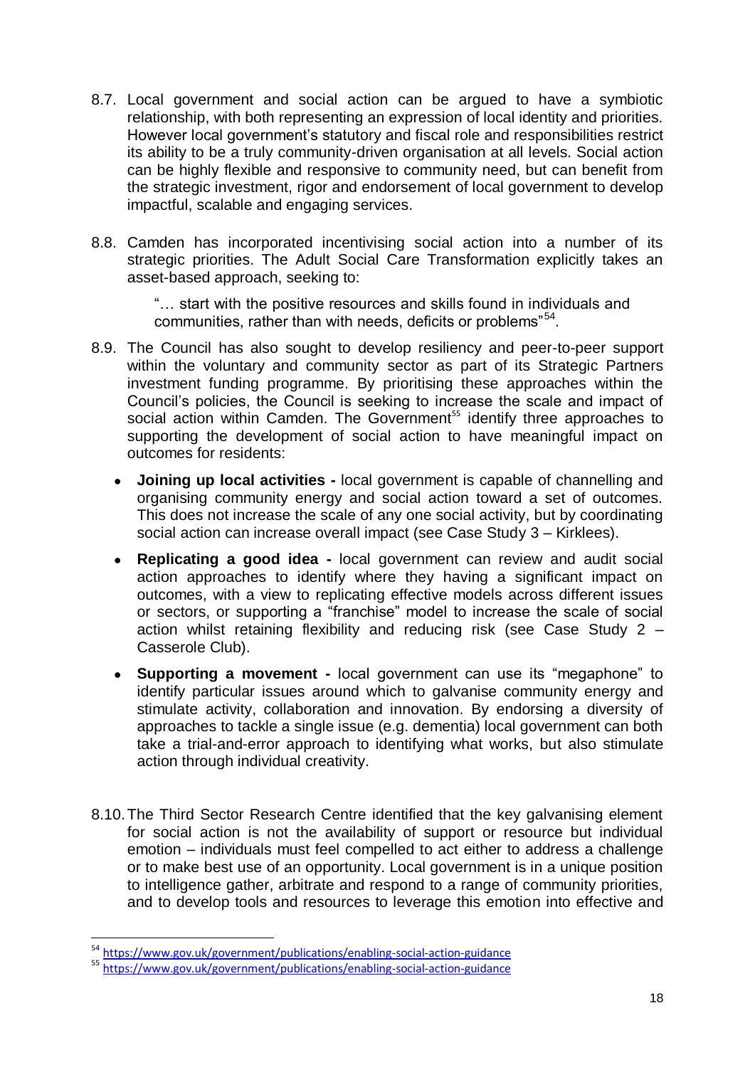8.7. Local government and social action can be argued to have a symbiotic relationship, with both representing an expression of local identity and priorities. However local government's statutory and fiscal role and responsibilities restrict its ability to be a truly community-driven organisation at all levels. Social action can be highly flexible and responsive to community need, but can benefit from the strategic investment, rigor and endorsement of local government to develop impactful, scalable and engaging services.

8.8. Camden has incorporated incentivising social action into a number of its strategic priorities. The Adult Social Care Transformation explicitly takes an asset-based approach, seeking to:

> "… start with the positive resources and skills found in individuals and communities, rather than with needs, deficits or problems"[54].

8.9. The Council has also sought to develop resiliency and peer-to-peer support within the voluntary and community sector as part of its Strategic Partners investment funding programme. By prioritising these approaches within the Council's policies, the Council is seeking to increase the scale and impact of social action within Camden. The Government[55] identify three approaches to supporting the development of social action to have meaningful impact on outcomes for residents:

- **Joining up local activities -** local government is capable of channelling and organising community energy and social action toward a set of outcomes. This does not increase the scale of any one social activity, but by coordinating social action can increase overall impact (see Case Study 3 – Kirklees).
- **Replicating a good idea -** local government can review and audit social action approaches to identify where they having a significant impact on outcomes, with a view to replicating effective models across different issues or sectors, or supporting a "franchise" model to increase the scale of social action whilst retaining flexibility and reducing risk (see Case Study 2 – Casserole Club).
- **Supporting a movement -** local government can use its "megaphone" to identify particular issues around which to galvanise community energy and stimulate activity, collaboration and innovation. By endorsing a diversity of approaches to tackle a single issue (e.g. dementia) local government can both take a trial-and-error approach to identifying what works, but also stimulate action through individual creativity.

8.10. The Third Sector Research Centre identified that the key galvanising element for social action is not the availability of support or resource but individual emotion – individuals must feel compelled to act either to address a challenge or to make best use of an opportunity. Local government is in a unique position to intelligence gather, arbitrate and respond to a range of community priorities, and to develop tools and resources to leverage this emotion into effective and

---

[54] https://www.gov.uk/government/publications/enabling-social-action-guidance

[55] https://www.gov.uk/government/publications/enabling-social-action-guidance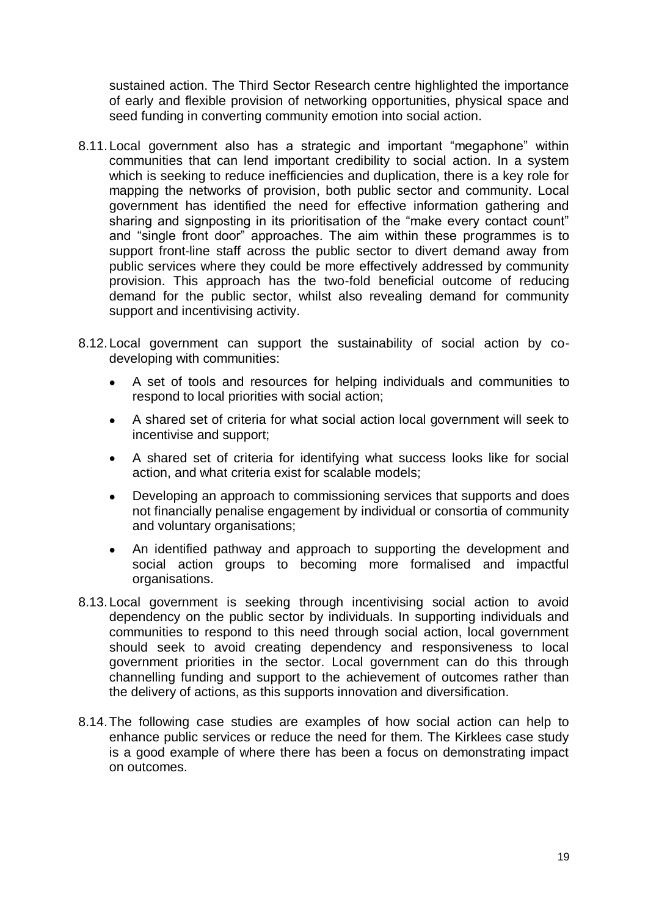sustained action. The Third Sector Research centre highlighted the importance of early and flexible provision of networking opportunities, physical space and seed funding in converting community emotion into social action.

8.11. Local government also has a strategic and important "megaphone" within communities that can lend important credibility to social action. In a system which is seeking to reduce inefficiencies and duplication, there is a key role for mapping the networks of provision, both public sector and community. Local government has identified the need for effective information gathering and sharing and signposting in its prioritisation of the "make every contact count" and "single front door" approaches. The aim within these programmes is to support front-line staff across the public sector to divert demand away from public services where they could be more effectively addressed by community provision. This approach has the two-fold beneficial outcome of reducing demand for the public sector, whilst also revealing demand for community support and incentivising activity.

8.12. Local government can support the sustainability of social action by co-developing with communities:

- A set of tools and resources for helping individuals and communities to respond to local priorities with social action;
- A shared set of criteria for what social action local government will seek to incentivise and support;
- A shared set of criteria for identifying what success looks like for social action, and what criteria exist for scalable models;
- Developing an approach to commissioning services that supports and does not financially penalise engagement by individual or consortia of community and voluntary organisations;
- An identified pathway and approach to supporting the development and social action groups to becoming more formalised and impactful organisations.

8.13. Local government is seeking through incentivising social action to avoid dependency on the public sector by individuals. In supporting individuals and communities to respond to this need through social action, local government should seek to avoid creating dependency and responsiveness to local government priorities in the sector. Local government can do this through channelling funding and support to the achievement of outcomes rather than the delivery of actions, as this supports innovation and diversification.

8.14. The following case studies are examples of how social action can help to enhance public services or reduce the need for them. The Kirklees case study is a good example of where there has been a focus on demonstrating impact on outcomes.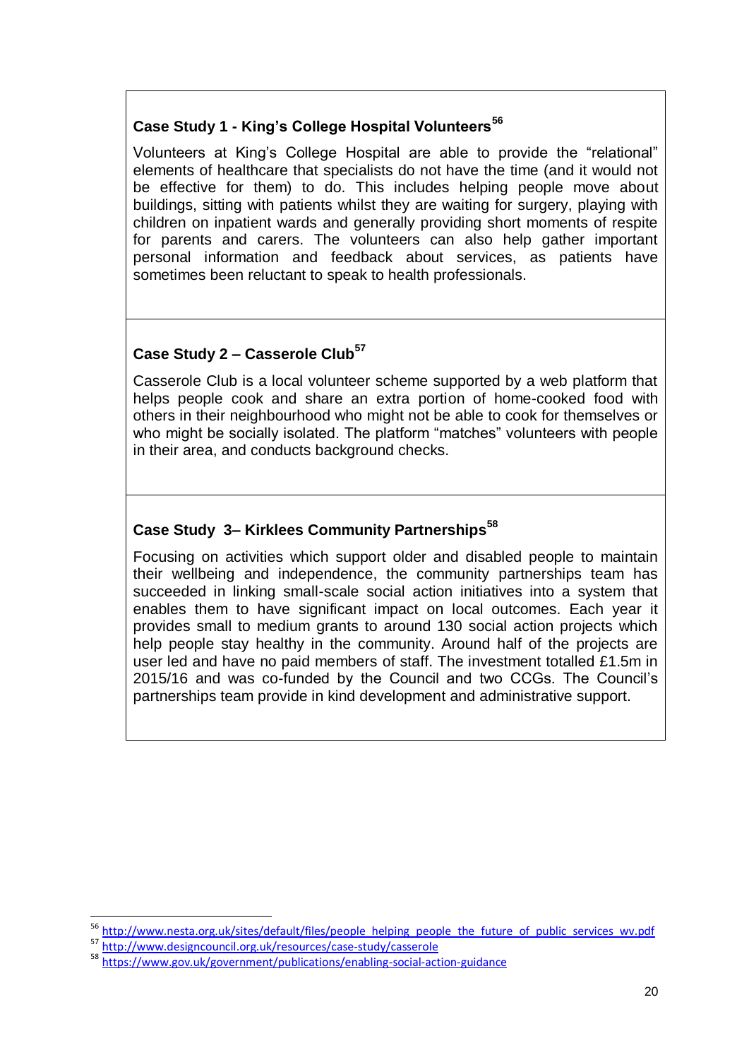**Case Study 1 - King's College Hospital Volunteers**[56]

Volunteers at King's College Hospital are able to provide the "relational" elements of healthcare that specialists do not have the time (and it would not be effective for them) to do. This includes helping people move about buildings, sitting with patients whilst they are waiting for surgery, playing with children on inpatient wards and generally providing short moments of respite for parents and carers. The volunteers can also help gather important personal information and feedback about services, as patients have sometimes been reluctant to speak to health professionals.

**Case Study 2 – Casserole Club**[57]

Casserole Club is a local volunteer scheme supported by a web platform that helps people cook and share an extra portion of home-cooked food with others in their neighbourhood who might not be able to cook for themselves or who might be socially isolated. The platform "matches" volunteers with people in their area, and conducts background checks.

**Case Study 3– Kirklees Community Partnerships**[58]

Focusing on activities which support older and disabled people to maintain their wellbeing and independence, the community partnerships team has succeeded in linking small-scale social action initiatives into a system that enables them to have significant impact on local outcomes. Each year it provides small to medium grants to around 130 social action projects which help people stay healthy in the community. Around half of the projects are user led and have no paid members of staff. The investment totalled £1.5m in 2015/16 and was co-funded by the Council and two CCGs. The Council's partnerships team provide in kind development and administrative support.

---

[56] http://www.nesta.org.uk/sites/default/files/people_helping_people_the_future_of_public_services_wv.pdf

[57] http://www.designcouncil.org.uk/resources/case-study/casserole

[58] https://www.gov.uk/government/publications/enabling-social-action-guidance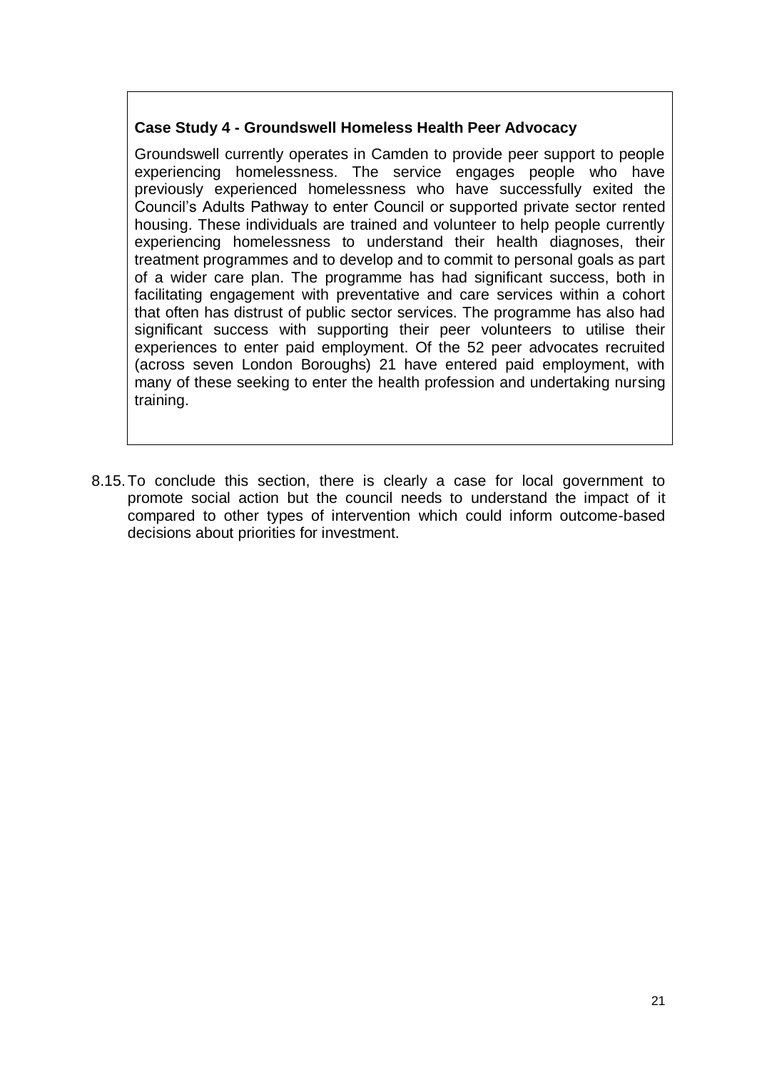**Case Study 4 - Groundswell Homeless Health Peer Advocacy**

Groundswell currently operates in Camden to provide peer support to people experiencing homelessness. The service engages people who have previously experienced homelessness who have successfully exited the Council's Adults Pathway to enter Council or supported private sector rented housing. These individuals are trained and volunteer to help people currently experiencing homelessness to understand their health diagnoses, their treatment programmes and to develop and to commit to personal goals as part of a wider care plan. The programme has had significant success, both in facilitating engagement with preventative and care services within a cohort that often has distrust of public sector services. The programme has also had significant success with supporting their peer volunteers to utilise their experiences to enter paid employment. Of the 52 peer advocates recruited (across seven London Boroughs) 21 have entered paid employment, with many of these seeking to enter the health profession and undertaking nursing training.

8.15. To conclude this section, there is clearly a case for local government to promote social action but the council needs to understand the impact of it compared to other types of intervention which could inform outcome-based decisions about priorities for investment.